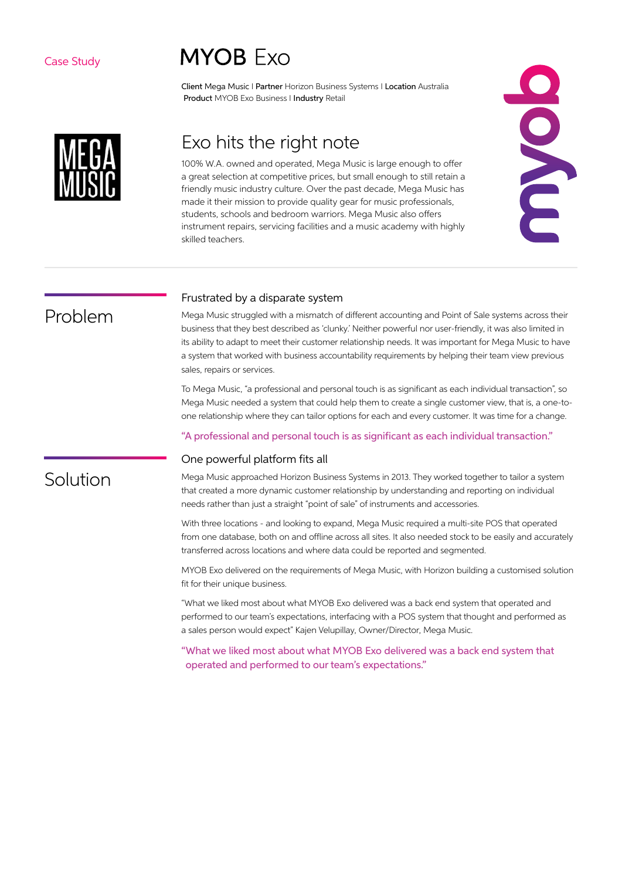Case Study

# MYOB Exo

**Client** Mega Music | **Partner** Horizon Business Systems | **Location** Australia
**Product** MYOB Exo Business | **Industry** Retail

## Exo hits the right note

100% W.A. owned and operated, Mega Music is large enough to offer a great selection at competitive prices, but small enough to still retain a friendly music industry culture. Over the past decade, Mega Music has made it their mission to provide quality gear for music professionals, students, schools and bedroom warriors. Mega Music also offers instrument repairs, servicing facilities and a music academy with highly skilled teachers.

## Problem

### Frustrated by a disparate system

Mega Music struggled with a mismatch of different accounting and Point of Sale systems across their business that they best described as 'clunky.' Neither powerful nor user-friendly, it was also limited in its ability to adapt to meet their customer relationship needs. It was important for Mega Music to have a system that worked with business accountability requirements by helping their team view previous sales, repairs or services.

To Mega Music, "a professional and personal touch is as significant as each individual transaction", so Mega Music needed a system that could help them to create a single customer view, that is, a one-to-one relationship where they can tailor options for each and every customer. It was time for a change.

"A professional and personal touch is as significant as each individual transaction."

## Solution

### One powerful platform fits all

Mega Music approached Horizon Business Systems in 2013. They worked together to tailor a system that created a more dynamic customer relationship by understanding and reporting on individual needs rather than just a straight "point of sale" of instruments and accessories.

With three locations - and looking to expand, Mega Music required a multi-site POS that operated from one database, both on and offline across all sites. It also needed stock to be easily and accurately transferred across locations and where data could be reported and segmented.

MYOB Exo delivered on the requirements of Mega Music, with Horizon building a customised solution fit for their unique business.

"What we liked most about what MYOB Exo delivered was a back end system that operated and performed to our team's expectations, interfacing with a POS system that thought and performed as a sales person would expect" Kajen Velupillay, Owner/Director, Mega Music.

"What we liked most about what MYOB Exo delivered was a back end system that operated and performed to our team's expectations."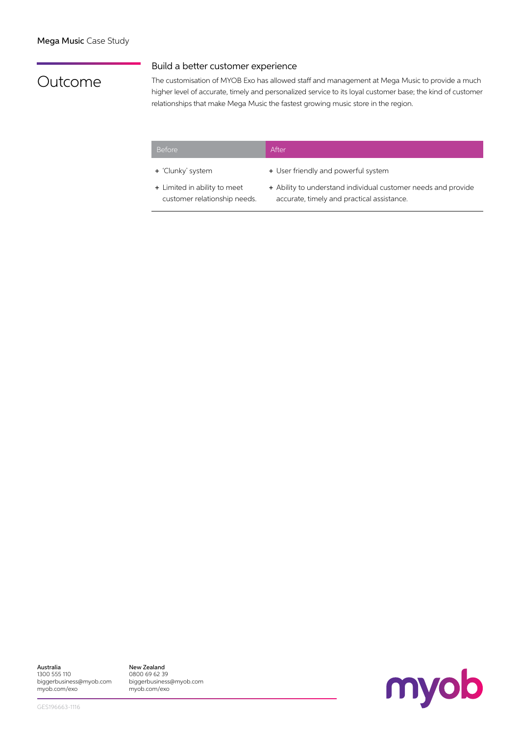# Outcome

## Build a better customer experience

The customisation of MYOB Exo has allowed staff and management at Mega Music to provide a much higher level of accurate, timely and personalized service to its loyal customer base; the kind of customer relationships that make Mega Music the fastest growing music store in the region.

| Before | After |
|---|---|
| + 'Clunky' system | + User friendly and powerful system |
| + Limited in ability to meet customer relationship needs. | + Ability to understand individual customer needs and provide accurate, timely and practical assistance. |

**Australia**
1300 555 110
biggerbusiness@myob.com
myob.com/exo

**New Zealand**
0800 69 62 39
biggerbusiness@myob.com
myob.com/exo

myob

GES196663-1116